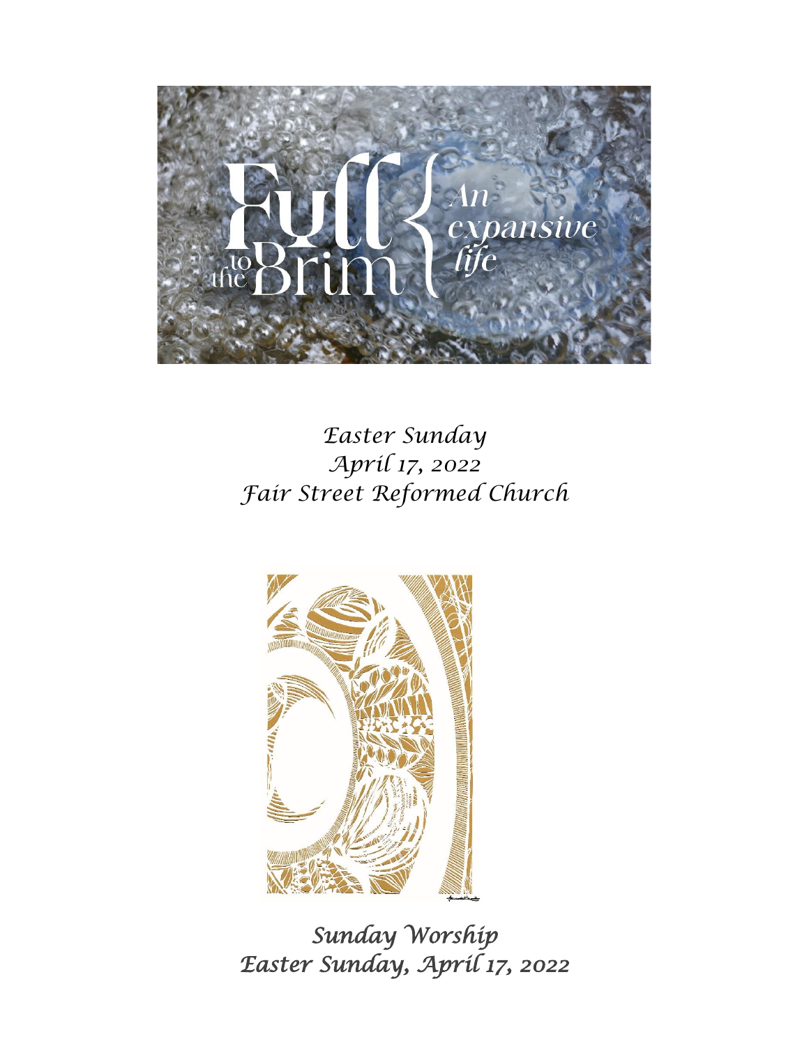Full to the Brim

An expansive life

*Easter Sunday*
*April 17, 2022*
*Fair Street Reformed Church*

*Sunday Worship*
*Easter Sunday, April 17, 2022*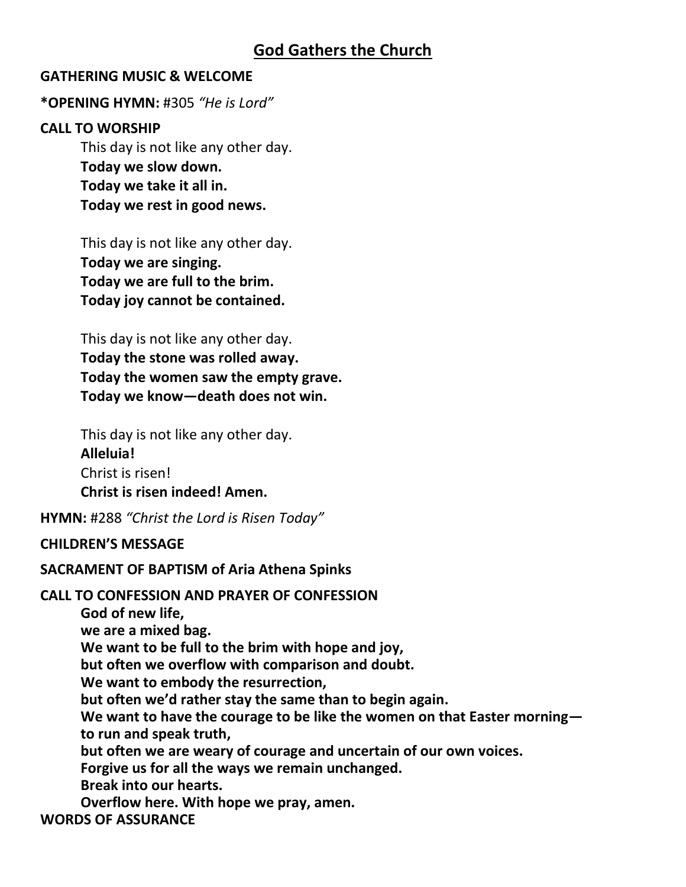## God Gathers the Church

**GATHERING MUSIC & WELCOME**

***OPENING HYMN:** #305 *"He is Lord"*

**CALL TO WORSHIP**

This day is not like any other day.
**Today we slow down.**
**Today we take it all in.**
**Today we rest in good news.**

This day is not like any other day.
**Today we are singing.**
**Today we are full to the brim.**
**Today joy cannot be contained.**

This day is not like any other day.
**Today the stone was rolled away.**
**Today the women saw the empty grave.**
**Today we know—death does not win.**

This day is not like any other day.
**Alleluia!**
Christ is risen!
**Christ is risen indeed! Amen.**

**HYMN:** #288 *"Christ the Lord is Risen Today"*

**CHILDREN'S MESSAGE**

**SACRAMENT OF BAPTISM of Aria Athena Spinks**

**CALL TO CONFESSION AND PRAYER OF CONFESSION**

**God of new life,**
**we are a mixed bag.**
**We want to be full to the brim with hope and joy,**
**but often we overflow with comparison and doubt.**
**We want to embody the resurrection,**
**but often we'd rather stay the same than to begin again.**
**We want to have the courage to be like the women on that Easter morning—**
**to run and speak truth,**
**but often we are weary of courage and uncertain of our own voices.**
**Forgive us for all the ways we remain unchanged.**
**Break into our hearts.**
**Overflow here. With hope we pray, amen.**

**WORDS OF ASSURANCE**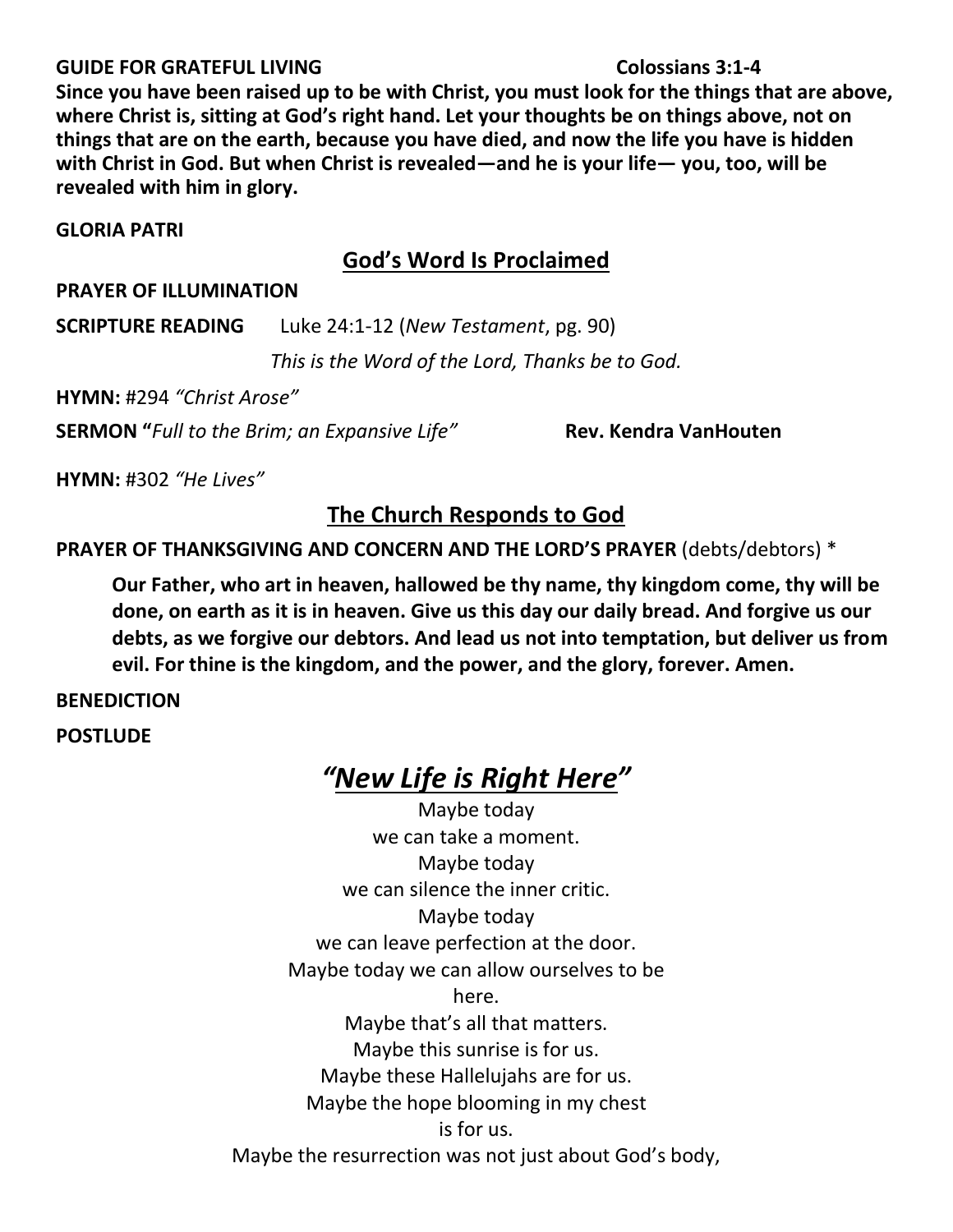**GUIDE FOR GRATEFUL LIVING** **Colossians 3:1-4**

**Since you have been raised up to be with Christ, you must look for the things that are above, where Christ is, sitting at God's right hand. Let your thoughts be on things above, not on things that are on the earth, because you have died, and now the life you have is hidden with Christ in God. But when Christ is revealed—and he is your life— you, too, will be revealed with him in glory.**

**GLORIA PATRI**

## God's Word Is Proclaimed

**PRAYER OF ILLUMINATION**

**SCRIPTURE READING** Luke 24:1-12 (*New Testament*, pg. 90)

*This is the Word of the Lord, Thanks be to God.*

**HYMN:** #294 *"Christ Arose"*

**SERMON "***Full to the Brim; an Expansive Life"* **Rev. Kendra VanHouten**

**HYMN:** #302 *"He Lives"*

## The Church Responds to God

**PRAYER OF THANKSGIVING AND CONCERN AND THE LORD'S PRAYER** (debts/debtors) *

> **Our Father, who art in heaven, hallowed be thy name, thy kingdom come, thy will be done, on earth as it is in heaven. Give us this day our daily bread. And forgive us our debts, as we forgive our debtors. And lead us not into temptation, but deliver us from evil. For thine is the kingdom, and the power, and the glory, forever. Amen.**

**BENEDICTION**

**POSTLUDE**

# *"New Life is Right Here"*

Maybe today
we can take a moment.
Maybe today
we can silence the inner critic.
Maybe today
we can leave perfection at the door.
Maybe today we can allow ourselves to be
here.
Maybe that's all that matters.
Maybe this sunrise is for us.
Maybe these Hallelujahs are for us.
Maybe the hope blooming in my chest
is for us.
Maybe the resurrection was not just about God's body,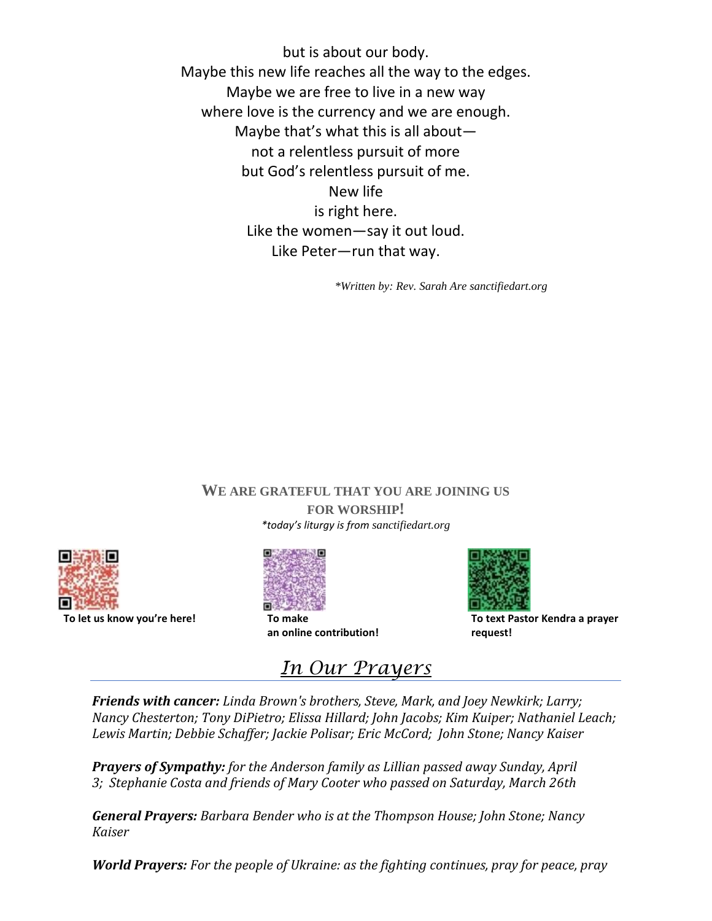but is about our body.
Maybe this new life reaches all the way to the edges.
Maybe we are free to live in a new way
where love is the currency and we are enough.
Maybe that's what this is all about—
not a relentless pursuit of more
but God's relentless pursuit of me.
New life
is right here.
Like the women—say it out loud.
Like Peter—run that way.

*\*Written by: Rev. Sarah Are sanctifiedart.org*

**WE ARE GRATEFUL THAT YOU ARE JOINING US FOR WORSHIP!**

*\*today's liturgy is from sanctifiedart.org*

**To let us know you're here!**

**To make an online contribution!**

**To text Pastor Kendra a prayer request!**

## *In Our Prayers*

***Friends with cancer:*** *Linda Brown's brothers, Steve, Mark, and Joey Newkirk; Larry; Nancy Chesterton; Tony DiPietro; Elissa Hillard; John Jacobs; Kim Kuiper; Nathaniel Leach; Lewis Martin; Debbie Schaffer; Jackie Polisar; Eric McCord; John Stone; Nancy Kaiser*

***Prayers of Sympathy:*** *for the Anderson family as Lillian passed away Sunday, April 3; Stephanie Costa and friends of Mary Cooter who passed on Saturday, March 26th*

***General Prayers:*** *Barbara Bender who is at the Thompson House; John Stone; Nancy Kaiser*

***World Prayers:*** *For the people of Ukraine: as the fighting continues, pray for peace, pray*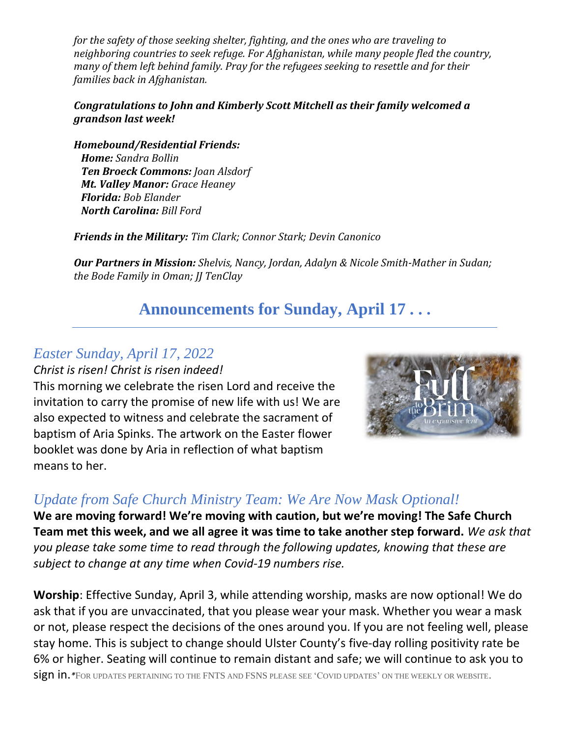*for the safety of those seeking shelter, fighting, and the ones who are traveling to neighboring countries to seek refuge. For Afghanistan, while many people fled the country, many of them left behind family. Pray for the refugees seeking to resettle and for their families back in Afghanistan.*

***Congratulations to John and Kimberly Scott Mitchell as their family welcomed a grandson last week!***

***Homebound/Residential Friends:***
***Home:*** *Sandra Bollin*
***Ten Broeck Commons:*** *Joan Alsdorf*
***Mt. Valley Manor:*** *Grace Heaney*
***Florida:*** *Bob Elander*
***North Carolina:*** *Bill Ford*

***Friends in the Military:*** *Tim Clark; Connor Stark; Devin Canonico*

***Our Partners in Mission:*** *Shelvis, Nancy, Jordan, Adalyn & Nicole Smith-Mather in Sudan; the Bode Family in Oman; JJ TenClay*

## Announcements for Sunday, April 17 . . .

### *Easter Sunday, April 17, 2022*

*Christ is risen! Christ is risen indeed!*

This morning we celebrate the risen Lord and receive the invitation to carry the promise of new life with us! We are also expected to witness and celebrate the sacrament of baptism of Aria Spinks. The artwork on the Easter flower booklet was done by Aria in reflection of what baptism means to her.

### *Update from Safe Church Ministry Team: We Are Now Mask Optional!*

**We are moving forward! We're moving with caution, but we're moving! The Safe Church Team met this week, and we all agree it was time to take another step forward.** *We ask that you please take some time to read through the following updates, knowing that these are subject to change at any time when Covid-19 numbers rise.*

**Worship**: Effective Sunday, April 3, while attending worship, masks are now optional! We do ask that if you are unvaccinated, that you please wear your mask. Whether you wear a mask or not, please respect the decisions of the ones around you. If you are not feeling well, please stay home. This is subject to change should Ulster County's five-day rolling positivity rate be 6% or higher. Seating will continue to remain distant and safe; we will continue to ask you to sign in. *For updates pertaining to the FNTS and FSNS please see 'Covid updates' on the weekly or website.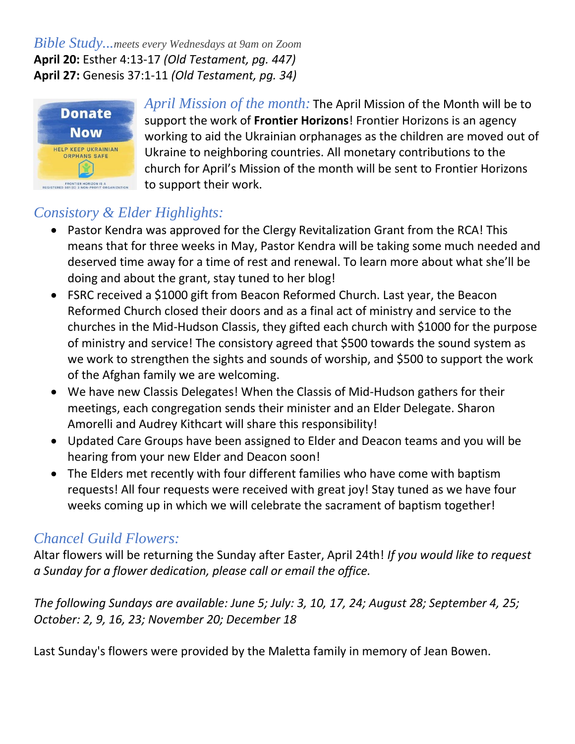*Bible Study...meets every Wednesdays at 9am on Zoom*

**April 20:** Esther 4:13-17 *(Old Testament, pg. 447)*
**April 27:** Genesis 37:1-11 *(Old Testament, pg. 34)*

*April Mission of the month:* The April Mission of the Month will be to support the work of **Frontier Horizons**! Frontier Horizons is an agency working to aid the Ukrainian orphanages as the children are moved out of Ukraine to neighboring countries. All monetary contributions to the church for April's Mission of the month will be sent to Frontier Horizons to support their work.

## *Consistory & Elder Highlights:*

- Pastor Kendra was approved for the Clergy Revitalization Grant from the RCA! This means that for three weeks in May, Pastor Kendra will be taking some much needed and deserved time away for a time of rest and renewal. To learn more about what she'll be doing and about the grant, stay tuned to her blog!
- FSRC received a $1000 gift from Beacon Reformed Church. Last year, the Beacon Reformed Church closed their doors and as a final act of ministry and service to the churches in the Mid-Hudson Classis, they gifted each church with $1000 for the purpose of ministry and service! The consistory agreed that $500 towards the sound system as we work to strengthen the sights and sounds of worship, and $500 to support the work of the Afghan family we are welcoming.
- We have new Classis Delegates! When the Classis of Mid-Hudson gathers for their meetings, each congregation sends their minister and an Elder Delegate. Sharon Amorelli and Audrey Kithcart will share this responsibility!
- Updated Care Groups have been assigned to Elder and Deacon teams and you will be hearing from your new Elder and Deacon soon!
- The Elders met recently with four different families who have come with baptism requests! All four requests were received with great joy! Stay tuned as we have four weeks coming up in which we will celebrate the sacrament of baptism together!

## *Chancel Guild Flowers:*

Altar flowers will be returning the Sunday after Easter, April 24th! *If you would like to request a Sunday for a flower dedication, please call or email the office.*

*The following Sundays are available: June 5; July: 3, 10, 17, 24; August 28; September 4, 25; October: 2, 9, 16, 23; November 20; December 18*

Last Sunday's flowers were provided by the Maletta family in memory of Jean Bowen.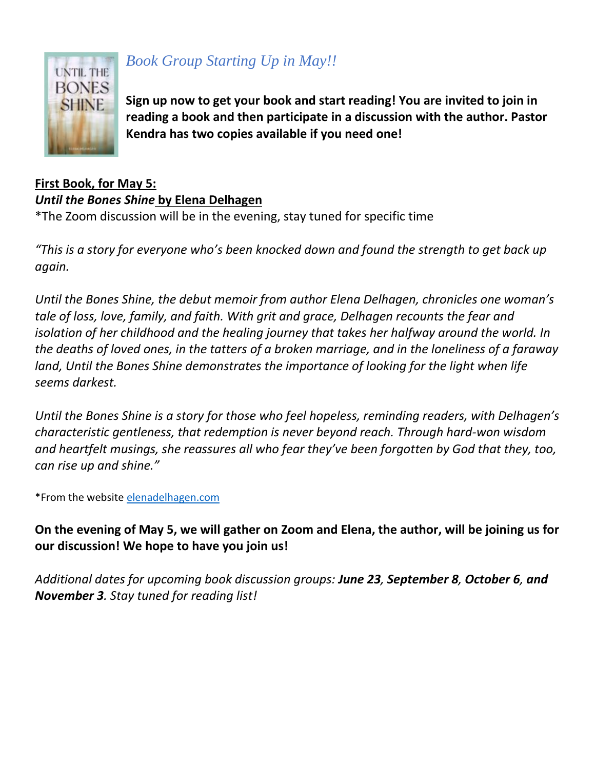*Book Group Starting Up in May!!*

**Sign up now to get your book and start reading! You are invited to join in reading a book and then participate in a discussion with the author. Pastor Kendra has two copies available if you need one!**

**First Book, for May 5:**
***Until the Bones Shine* by Elena Delhagen**
*The Zoom discussion will be in the evening, stay tuned for specific time

*"This is a story for everyone who's been knocked down and found the strength to get back up again.*

*Until the Bones Shine, the debut memoir from author Elena Delhagen, chronicles one woman's tale of loss, love, family, and faith. With grit and grace, Delhagen recounts the fear and isolation of her childhood and the healing journey that takes her halfway around the world. In the deaths of loved ones, in the tatters of a broken marriage, and in the loneliness of a faraway land, Until the Bones Shine demonstrates the importance of looking for the light when life seems darkest.*

*Until the Bones Shine is a story for those who feel hopeless, reminding readers, with Delhagen's characteristic gentleness, that redemption is never beyond reach. Through hard-won wisdom and heartfelt musings, she reassures all who fear they've been forgotten by God that they, too, can rise up and shine."*

*From the website elenadelhagen.com

**On the evening of May 5, we will gather on Zoom and Elena, the author, will be joining us for our discussion! We hope to have you join us!**

*Additional dates for upcoming book discussion groups: **June 23**, **September 8**, **October 6**, and **November 3**. Stay tuned for reading list!*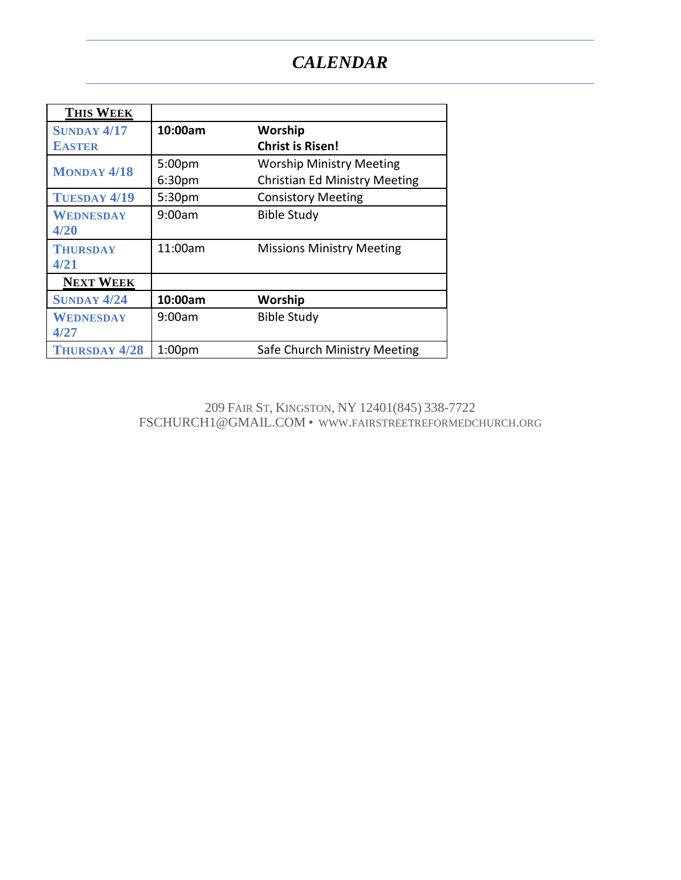# *CALENDAR*

| **THIS WEEK** | | |
|---|---|---|
| **SUNDAY 4/17 EASTER** | **10:00am** | **Worship** **Christ is Risen!** |
| **MONDAY 4/18** | 5:00pm 6:30pm | Worship Ministry Meeting Christian Ed Ministry Meeting |
| **TUESDAY 4/19** | 5:30pm | Consistory Meeting |
| **WEDNESDAY 4/20** | 9:00am | Bible Study |
| **THURSDAY 4/21** | 11:00am | Missions Ministry Meeting |
| **NEXT WEEK** | | |
| **SUNDAY 4/24** | **10:00am** | **Worship** |
| **WEDNESDAY 4/27** | 9:00am | Bible Study |
| **THURSDAY 4/28** | 1:00pm | Safe Church Ministry Meeting |

209 FAIR ST, KINGSTON, NY 12401(845) 338-7722
FSCHURCH1@GMAIL.COM • WWW.FAIRSTREETREFORMEDCHURCH.ORG